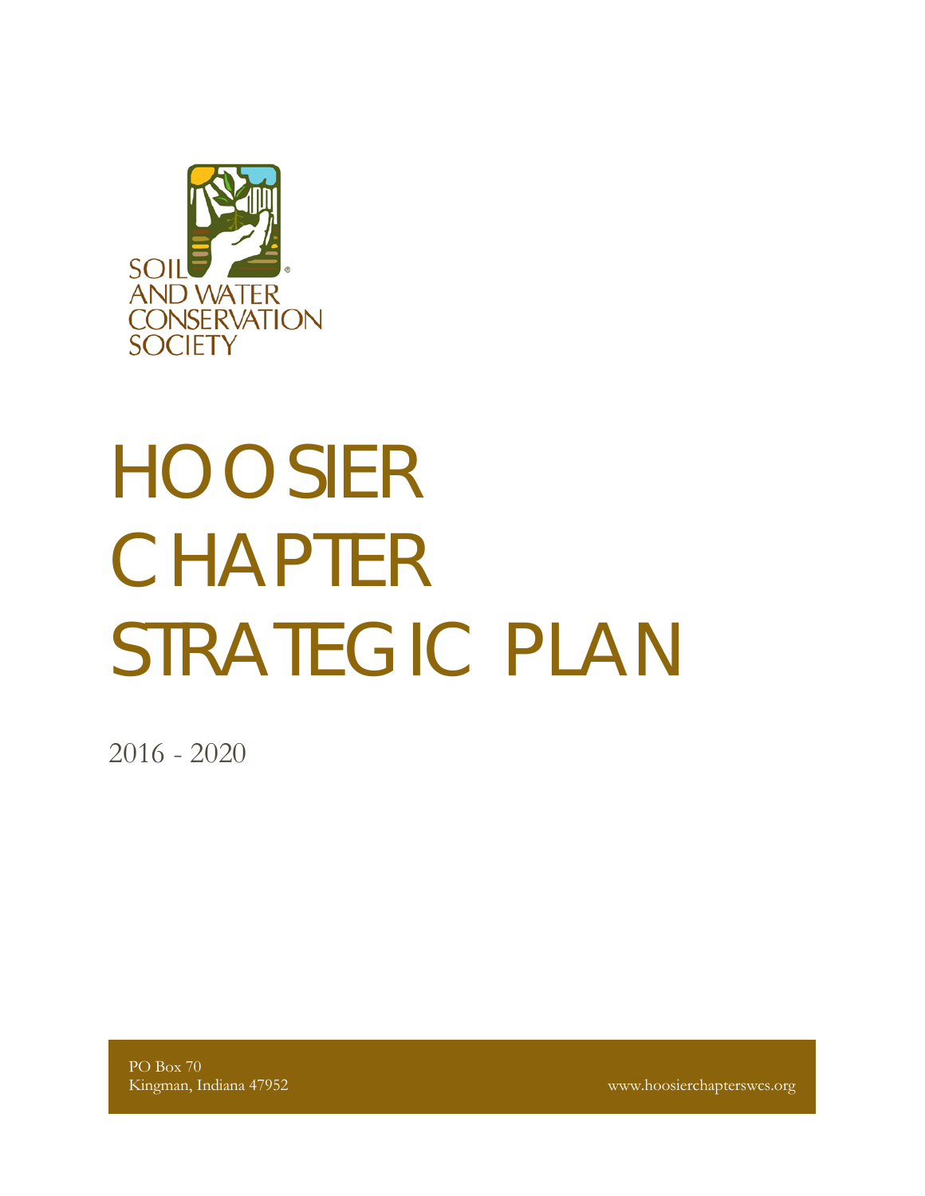SOIL AND WATER CONSERVATION SOCIETY

# HOOSIER CHAPTER STRATEGIC PLAN

2016 - 2020

PO Box 70
Kingman, Indiana 47952

www.hoosierchapterswcs.org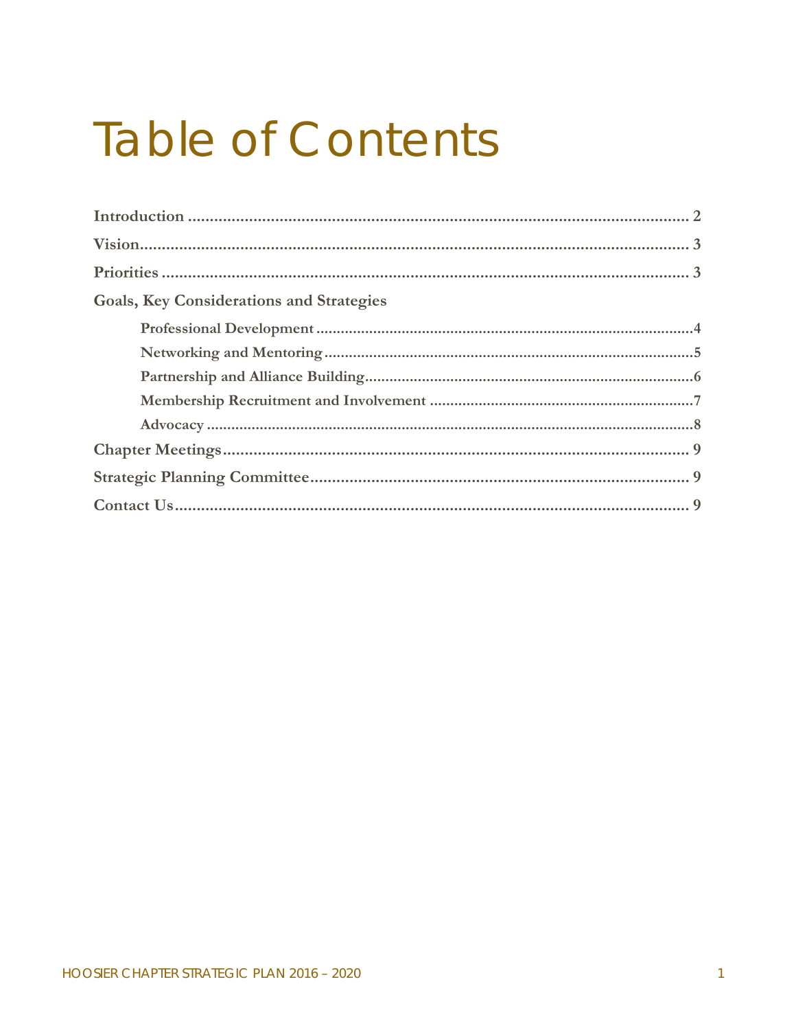# Table of Contents

**Introduction** .......... 2

**Vision** .......... 3

**Priorities** .......... 3

**Goals, Key Considerations and Strategies**

- **Professional Development** .......... 4
- **Networking and Mentoring** .......... 5
- **Partnership and Alliance Building** .......... 6
- **Membership Recruitment and Involvement** .......... 7
- **Advocacy** .......... 8

**Chapter Meetings** .......... 9

**Strategic Planning Committee** .......... 9

**Contact Us** .......... 9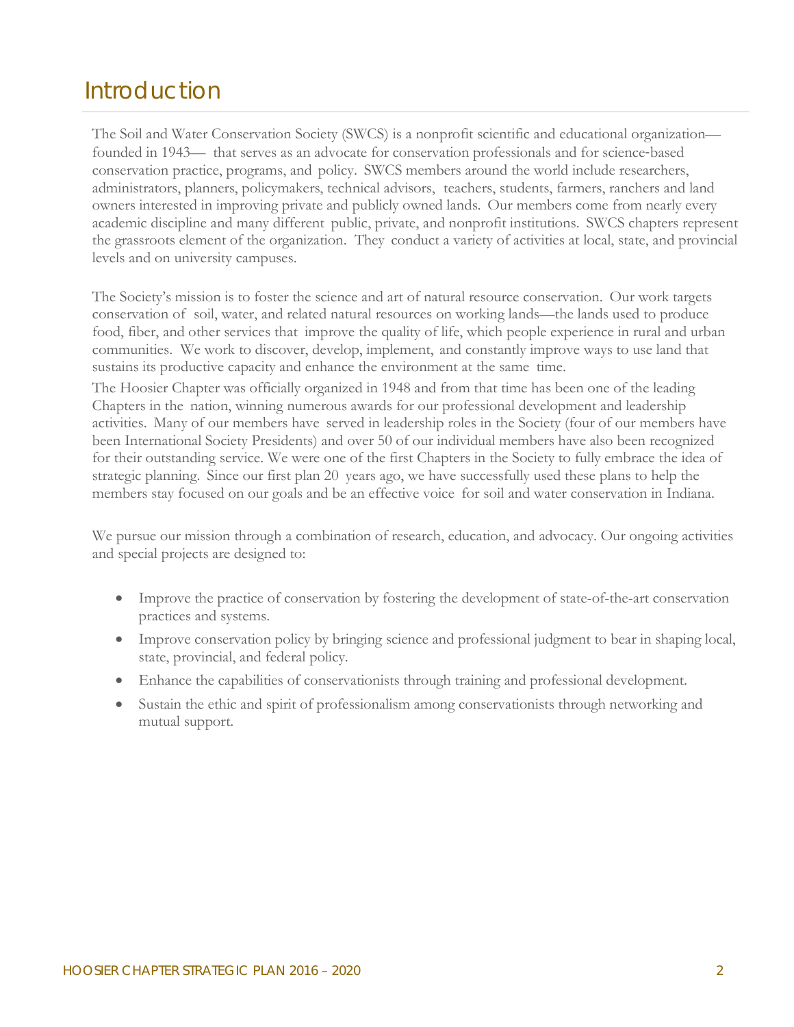# Introduction

The Soil and Water Conservation Society (SWCS) is a nonprofit scientific and educational organization—founded in 1943— that serves as an advocate for conservation professionals and for science-based conservation practice, programs, and policy. SWCS members around the world include researchers, administrators, planners, policymakers, technical advisors, teachers, students, farmers, ranchers and land owners interested in improving private and publicly owned lands. Our members come from nearly every academic discipline and many different public, private, and nonprofit institutions. SWCS chapters represent the grassroots element of the organization. They conduct a variety of activities at local, state, and provincial levels and on university campuses.

The Society's mission is to foster the science and art of natural resource conservation. Our work targets conservation of soil, water, and related natural resources on working lands—the lands used to produce food, fiber, and other services that improve the quality of life, which people experience in rural and urban communities. We work to discover, develop, implement, and constantly improve ways to use land that sustains its productive capacity and enhance the environment at the same time.

The Hoosier Chapter was officially organized in 1948 and from that time has been one of the leading Chapters in the nation, winning numerous awards for our professional development and leadership activities. Many of our members have served in leadership roles in the Society (four of our members have been International Society Presidents) and over 50 of our individual members have also been recognized for their outstanding service. We were one of the first Chapters in the Society to fully embrace the idea of strategic planning. Since our first plan 20 years ago, we have successfully used these plans to help the members stay focused on our goals and be an effective voice for soil and water conservation in Indiana.

We pursue our mission through a combination of research, education, and advocacy. Our ongoing activities and special projects are designed to:

- Improve the practice of conservation by fostering the development of state-of-the-art conservation practices and systems.
- Improve conservation policy by bringing science and professional judgment to bear in shaping local, state, provincial, and federal policy.
- Enhance the capabilities of conservationists through training and professional development.
- Sustain the ethic and spirit of professionalism among conservationists through networking and mutual support.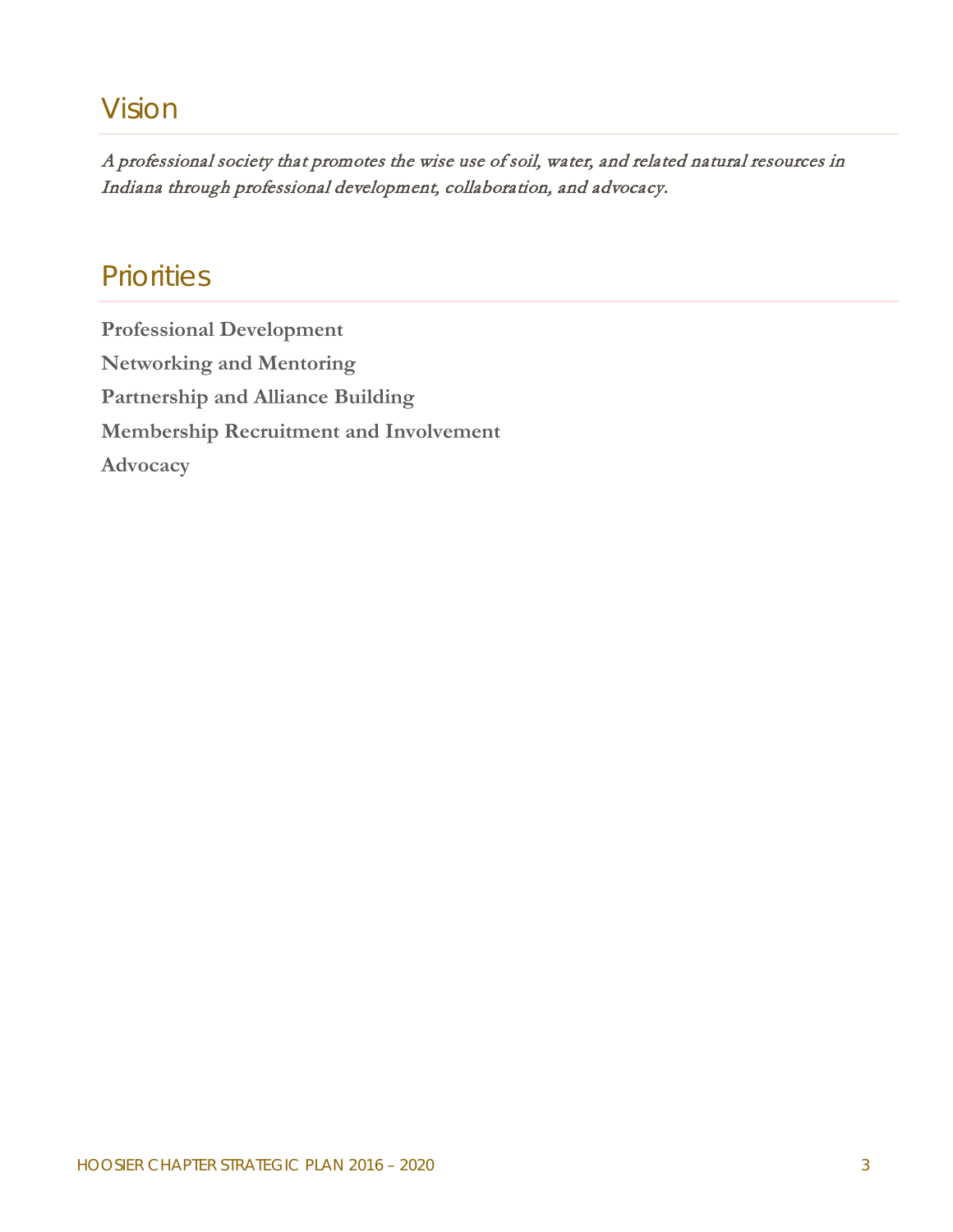## Vision

*A professional society that promotes the wise use of soil, water, and related natural resources in Indiana through professional development, collaboration, and advocacy.*

## Priorities

**Professional Development**

**Networking and Mentoring**

**Partnership and Alliance Building**

**Membership Recruitment and Involvement**

**Advocacy**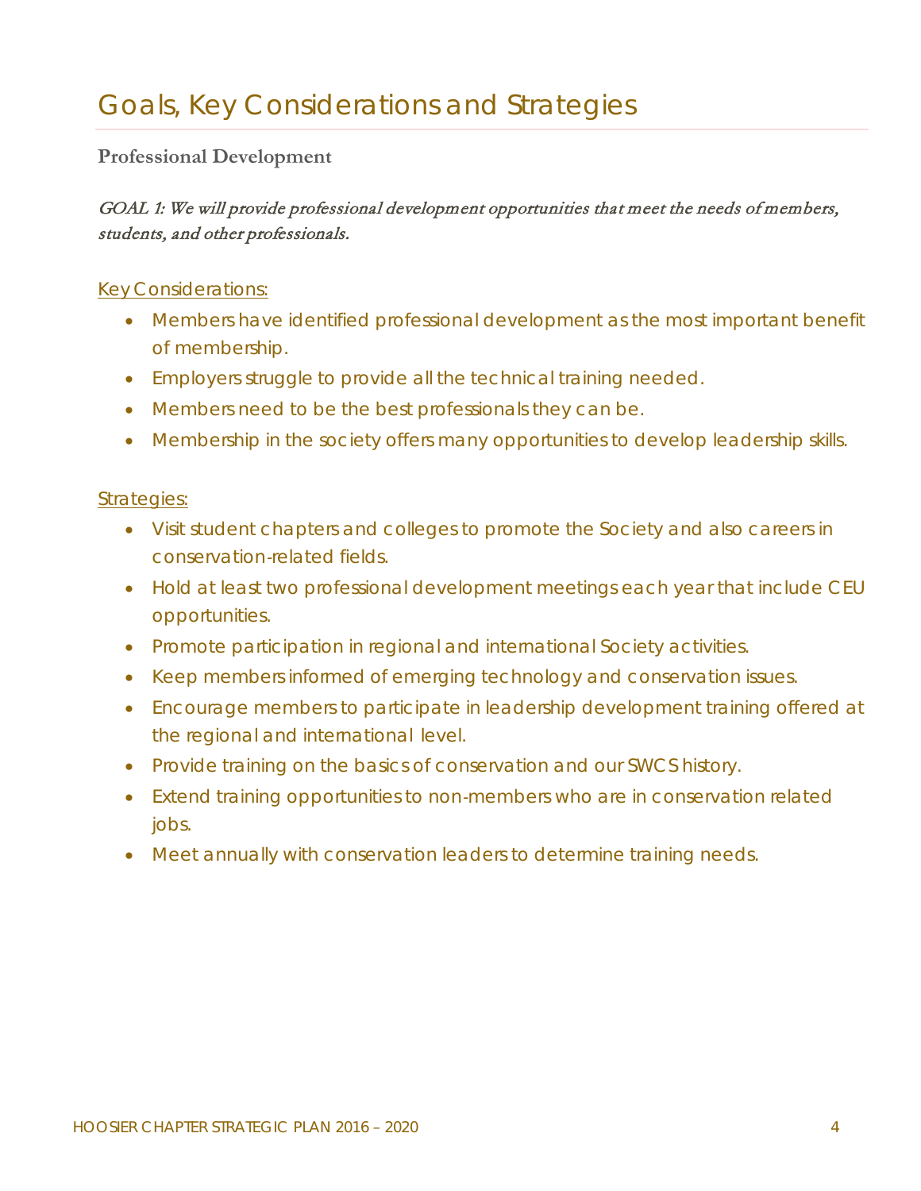# Goals, Key Considerations and Strategies

## Professional Development

*GOAL 1: We will provide professional development opportunities that meet the needs of members, students, and other professionals.*

Key Considerations:

- Members have identified professional development as the most important benefit of membership.
- Employers struggle to provide all the technical training needed.
- Members need to be the best professionals they can be.
- Membership in the society offers many opportunities to develop leadership skills.

Strategies:

- Visit student chapters and colleges to promote the Society and also careers in conservation-related fields.
- Hold at least two professional development meetings each year that include CEU opportunities.
- Promote participation in regional and international Society activities.
- Keep members informed of emerging technology and conservation issues.
- Encourage members to participate in leadership development training offered at the regional and international level.
- Provide training on the basics of conservation and our SWCS history.
- Extend training opportunities to non-members who are in conservation related jobs.
- Meet annually with conservation leaders to determine training needs.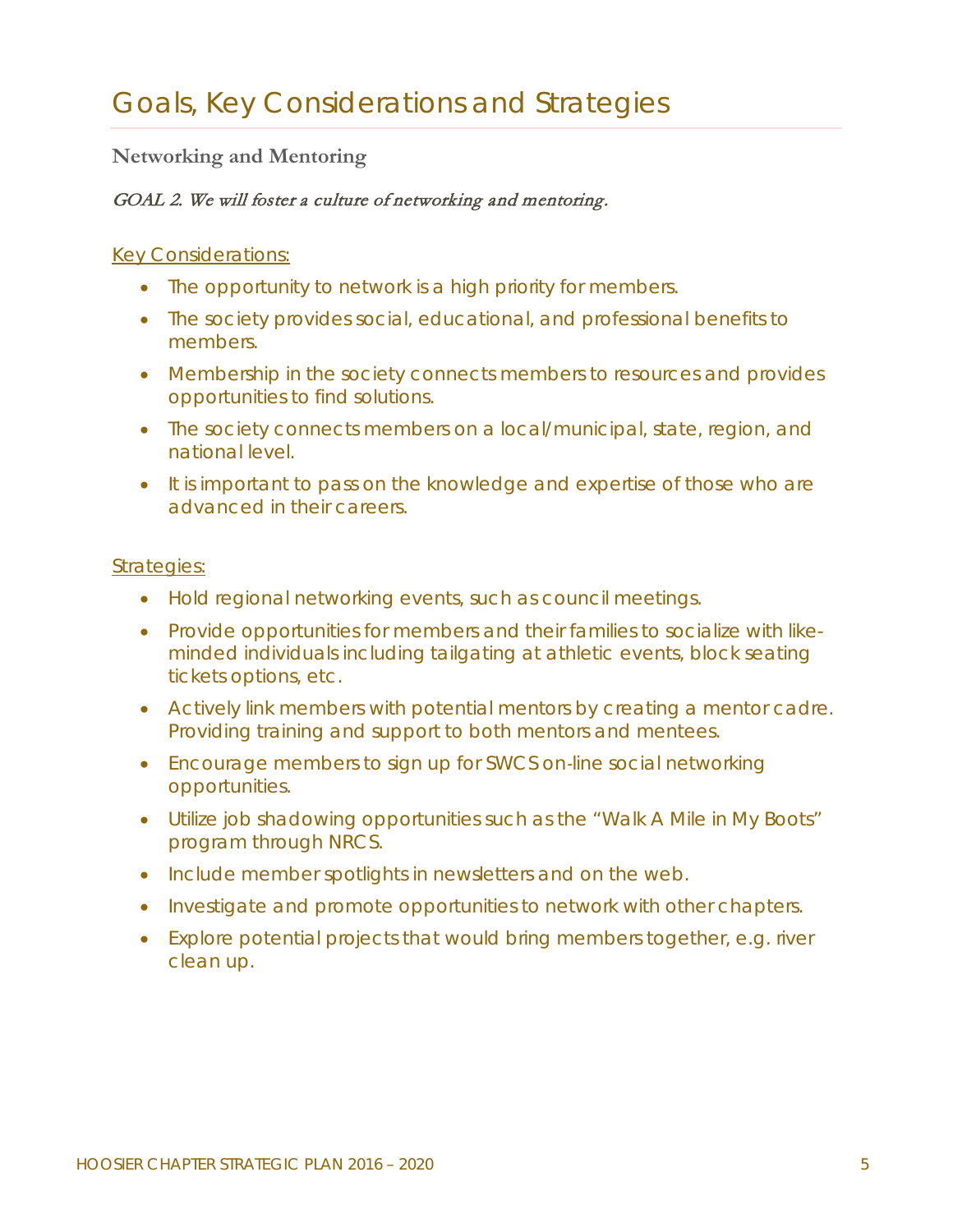# Goals, Key Considerations and Strategies

## Networking and Mentoring

*GOAL 2. We will foster a culture of networking and mentoring.*

Key Considerations:

- The opportunity to network is a high priority for members.
- The society provides social, educational, and professional benefits to members.
- Membership in the society connects members to resources and provides opportunities to find solutions.
- The society connects members on a local/municipal, state, region, and national level.
- It is important to pass on the knowledge and expertise of those who are advanced in their careers.

Strategies:

- Hold regional networking events, such as council meetings.
- Provide opportunities for members and their families to socialize with like-minded individuals including tailgating at athletic events, block seating tickets options, etc.
- Actively link members with potential mentors by creating a mentor cadre. Providing training and support to both mentors and mentees.
- Encourage members to sign up for SWCS on-line social networking opportunities.
- Utilize job shadowing opportunities such as the "Walk A Mile in My Boots" program through NRCS.
- Include member spotlights in newsletters and on the web.
- Investigate and promote opportunities to network with other chapters.
- Explore potential projects that would bring members together, e.g. river clean up.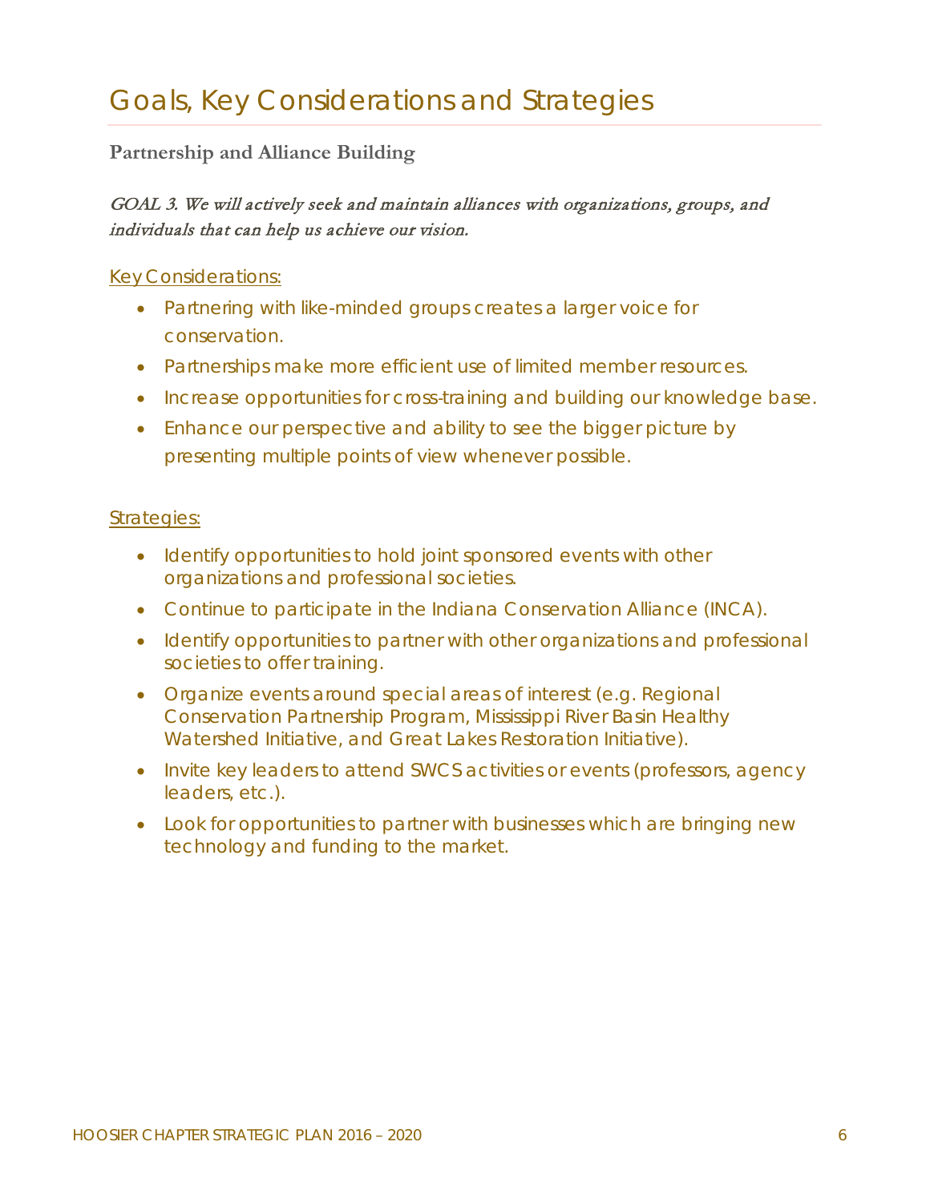# Goals, Key Considerations and Strategies

## Partnership and Alliance Building

*GOAL 3. We will actively seek and maintain alliances with organizations, groups, and individuals that can help us achieve our vision.*

Key Considerations:

- Partnering with like-minded groups creates a larger voice for conservation.
- Partnerships make more efficient use of limited member resources.
- Increase opportunities for cross-training and building our knowledge base.
- Enhance our perspective and ability to see the bigger picture by presenting multiple points of view whenever possible.

Strategies:

- Identify opportunities to hold joint sponsored events with other organizations and professional societies.
- Continue to participate in the Indiana Conservation Alliance (INCA).
- Identify opportunities to partner with other organizations and professional societies to offer training.
- Organize events around special areas of interest (e.g. Regional Conservation Partnership Program, Mississippi River Basin Healthy Watershed Initiative, and Great Lakes Restoration Initiative).
- Invite key leaders to attend SWCS activities or events (professors, agency leaders, etc.).
- Look for opportunities to partner with businesses which are bringing new technology and funding to the market.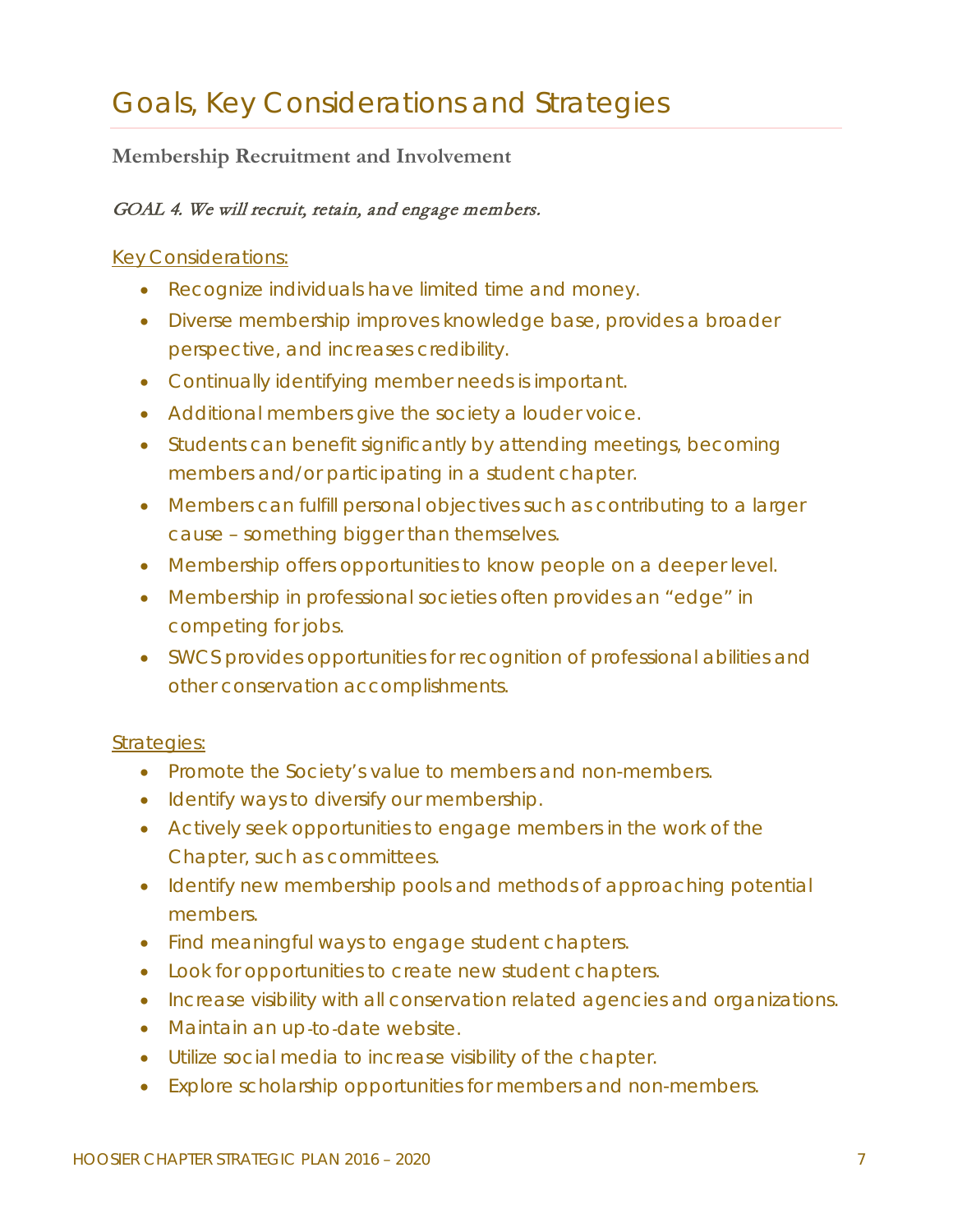# Goals, Key Considerations and Strategies

## Membership Recruitment and Involvement

*GOAL 4. We will recruit, retain, and engage members.*

Key Considerations:

- Recognize individuals have limited time and money.
- Diverse membership improves knowledge base, provides a broader perspective, and increases credibility.
- Continually identifying member needs is important.
- Additional members give the society a louder voice.
- Students can benefit significantly by attending meetings, becoming members and/or participating in a student chapter.
- Members can fulfill personal objectives such as contributing to a larger cause – something bigger than themselves.
- Membership offers opportunities to know people on a deeper level.
- Membership in professional societies often provides an "edge" in competing for jobs.
- SWCS provides opportunities for recognition of professional abilities and other conservation accomplishments.

Strategies:

- Promote the Society's value to members and non-members.
- Identify ways to diversify our membership.
- Actively seek opportunities to engage members in the work of the Chapter, such as committees.
- Identify new membership pools and methods of approaching potential members.
- Find meaningful ways to engage student chapters.
- Look for opportunities to create new student chapters.
- Increase visibility with all conservation related agencies and organizations.
- Maintain an up-to-date website.
- Utilize social media to increase visibility of the chapter.
- Explore scholarship opportunities for members and non-members.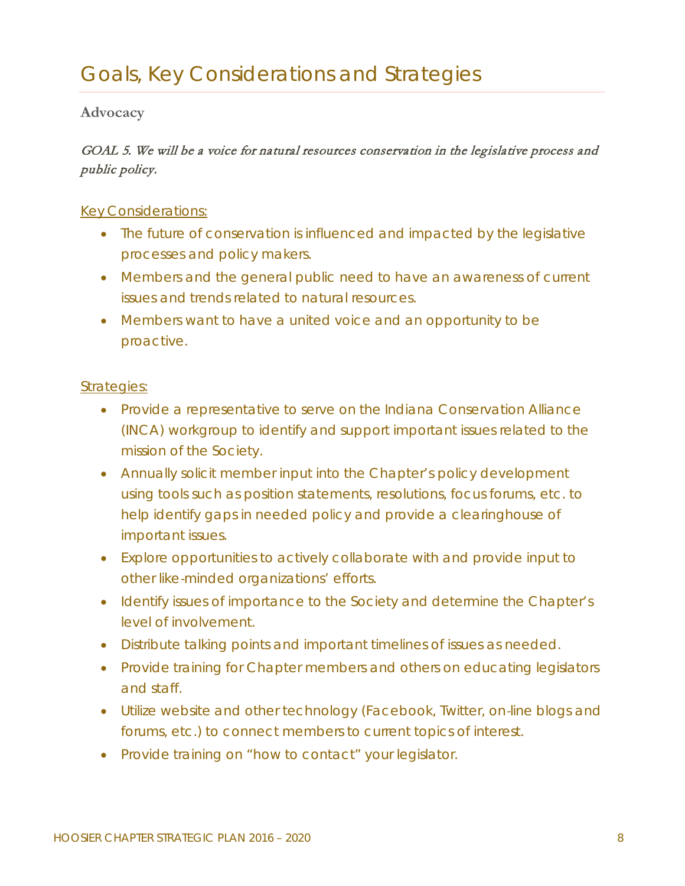# Goals, Key Considerations and Strategies

### Advocacy

*GOAL 5. We will be a voice for natural resources conservation in the legislative process and public policy.*

Key Considerations:

- The future of conservation is influenced and impacted by the legislative processes and policy makers.
- Members and the general public need to have an awareness of current issues and trends related to natural resources.
- Members want to have a united voice and an opportunity to be proactive.

Strategies:

- Provide a representative to serve on the Indiana Conservation Alliance (INCA) workgroup to identify and support important issues related to the mission of the Society.
- Annually solicit member input into the Chapter's policy development using tools such as position statements, resolutions, focus forums, etc. to help identify gaps in needed policy and provide a clearinghouse of important issues.
- Explore opportunities to actively collaborate with and provide input to other like-minded organizations' efforts.
- Identify issues of importance to the Society and determine the Chapter's level of involvement.
- Distribute talking points and important timelines of issues as needed.
- Provide training for Chapter members and others on educating legislators and staff.
- Utilize website and other technology (Facebook, Twitter, on-line blogs and forums, etc.) to connect members to current topics of interest.
- Provide training on "how to contact" your legislator.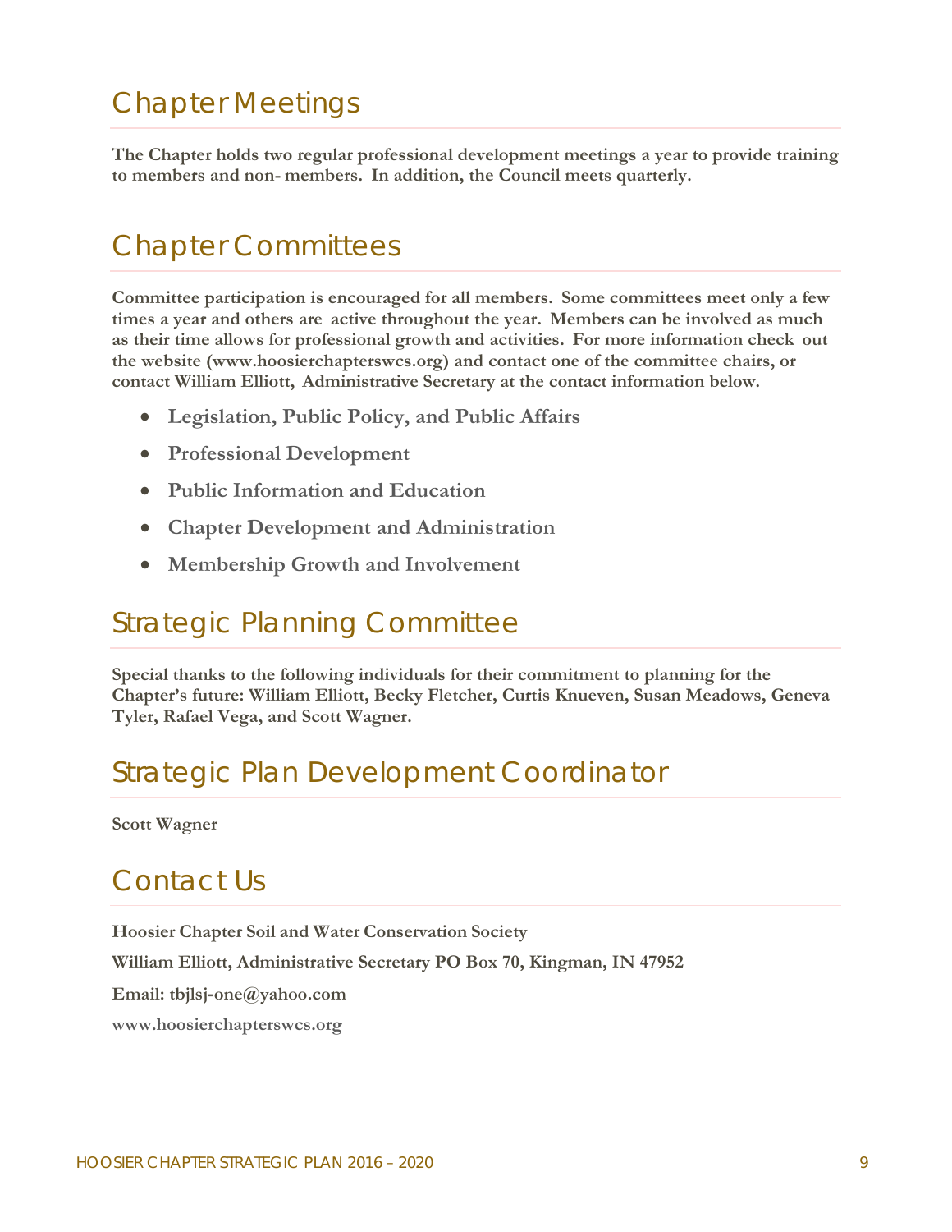## Chapter Meetings

**The Chapter holds two regular professional development meetings a year to provide training to members and non- members. In addition, the Council meets quarterly.**

## Chapter Committees

**Committee participation is encouraged for all members. Some committees meet only a few times a year and others are active throughout the year. Members can be involved as much as their time allows for professional growth and activities. For more information check out the website (www.hoosierchapterswcs.org) and contact one of the committee chairs, or contact William Elliott, Administrative Secretary at the contact information below.**

- **Legislation, Public Policy, and Public Affairs**
- **Professional Development**
- **Public Information and Education**
- **Chapter Development and Administration**
- **Membership Growth and Involvement**

## Strategic Planning Committee

**Special thanks to the following individuals for their commitment to planning for the Chapter's future: William Elliott, Becky Fletcher, Curtis Knueven, Susan Meadows, Geneva Tyler, Rafael Vega, and Scott Wagner.**

## Strategic Plan Development Coordinator

**Scott Wagner**

## Contact Us

**Hoosier Chapter Soil and Water Conservation Society**

**William Elliott, Administrative Secretary PO Box 70, Kingman, IN 47952**

**Email: tbjlsj-one@yahoo.com**

**www.hoosierchapterswcs.org**